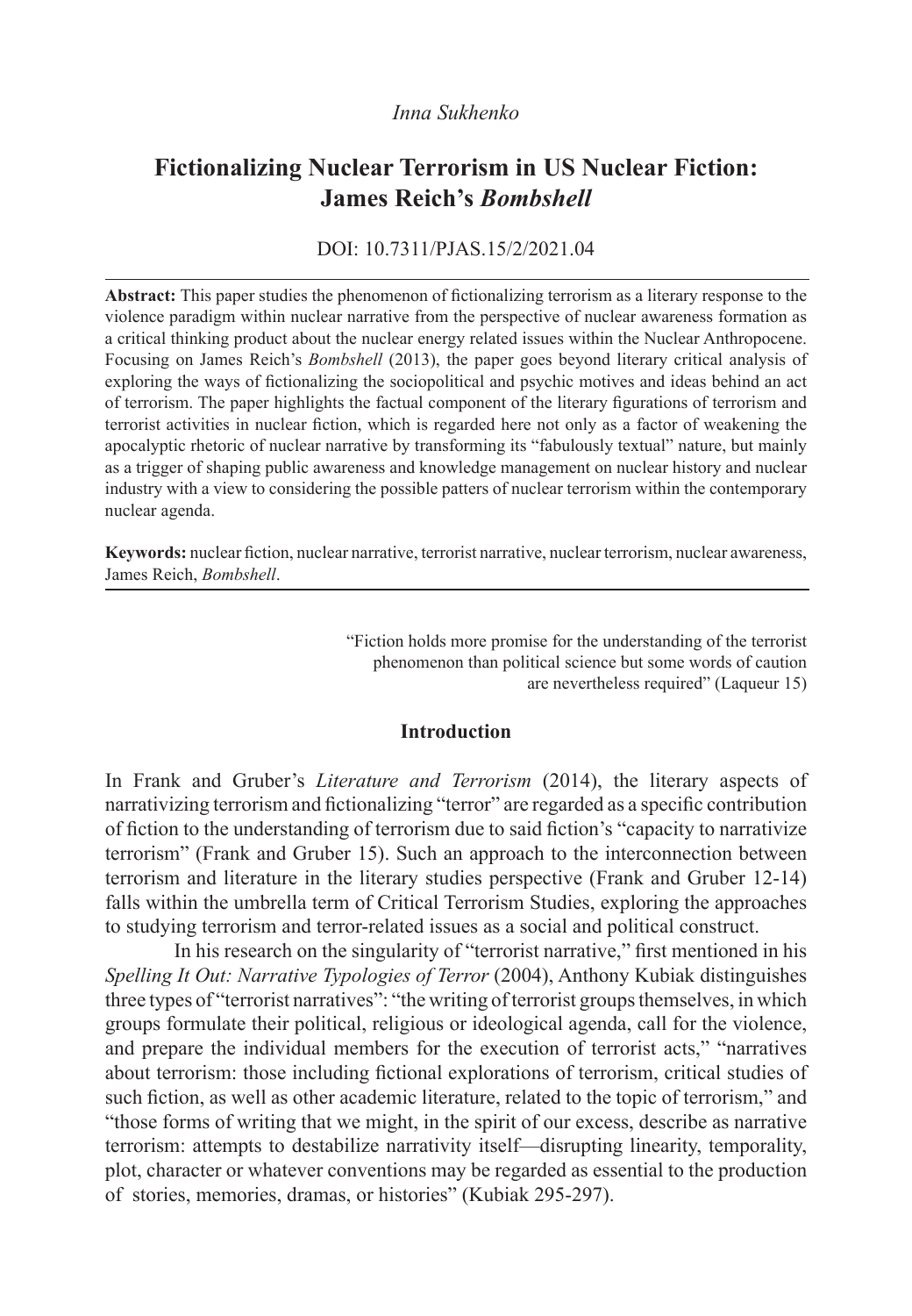*Inna Sukhenko*

# Fictionalizing Nuclear Terrorism in US Nuclear Fiction: James Reich's *Bombshell*

DOI: 10.7311/PJAS.15/2/2021.04

---

**Abstract:** This paper studies the phenomenon of fictionalizing terrorism as a literary response to the violence paradigm within nuclear narrative from the perspective of nuclear awareness formation as a critical thinking product about the nuclear energy related issues within the Nuclear Anthropocene. Focusing on James Reich's *Bombshell* (2013), the paper goes beyond literary critical analysis of exploring the ways of fictionalizing the sociopolitical and psychic motives and ideas behind an act of terrorism. The paper highlights the factual component of the literary figurations of terrorism and terrorist activities in nuclear fiction, which is regarded here not only as a factor of weakening the apocalyptic rhetoric of nuclear narrative by transforming its "fabulously textual" nature, but mainly as a trigger of shaping public awareness and knowledge management on nuclear history and nuclear industry with a view to considering the possible patters of nuclear terrorism within the contemporary nuclear agenda.

**Keywords:** nuclear fiction, nuclear narrative, terrorist narrative, nuclear terrorism, nuclear awareness, James Reich, *Bombshell*.

---

> "Fiction holds more promise for the understanding of the terrorist phenomenon than political science but some words of caution are nevertheless required" (Laqueur 15)

## Introduction

In Frank and Gruber's *Literature and Terrorism* (2014), the literary aspects of narrativizing terrorism and fictionalizing "terror" are regarded as a specific contribution of fiction to the understanding of terrorism due to said fiction's "capacity to narrativize terrorism" (Frank and Gruber 15). Such an approach to the interconnection between terrorism and literature in the literary studies perspective (Frank and Gruber 12-14) falls within the umbrella term of Critical Terrorism Studies, exploring the approaches to studying terrorism and terror-related issues as a social and political construct.

In his research on the singularity of "terrorist narrative," first mentioned in his *Spelling It Out: Narrative Typologies of Terror* (2004), Anthony Kubiak distinguishes three types of "terrorist narratives": "the writing of terrorist groups themselves, in which groups formulate their political, religious or ideological agenda, call for the violence, and prepare the individual members for the execution of terrorist acts," "narratives about terrorism: those including fictional explorations of terrorism, critical studies of such fiction, as well as other academic literature, related to the topic of terrorism," and "those forms of writing that we might, in the spirit of our excess, describe as narrative terrorism: attempts to destabilize narrativity itself—disrupting linearity, temporality, plot, character or whatever conventions may be regarded as essential to the production of stories, memories, dramas, or histories" (Kubiak 295-297).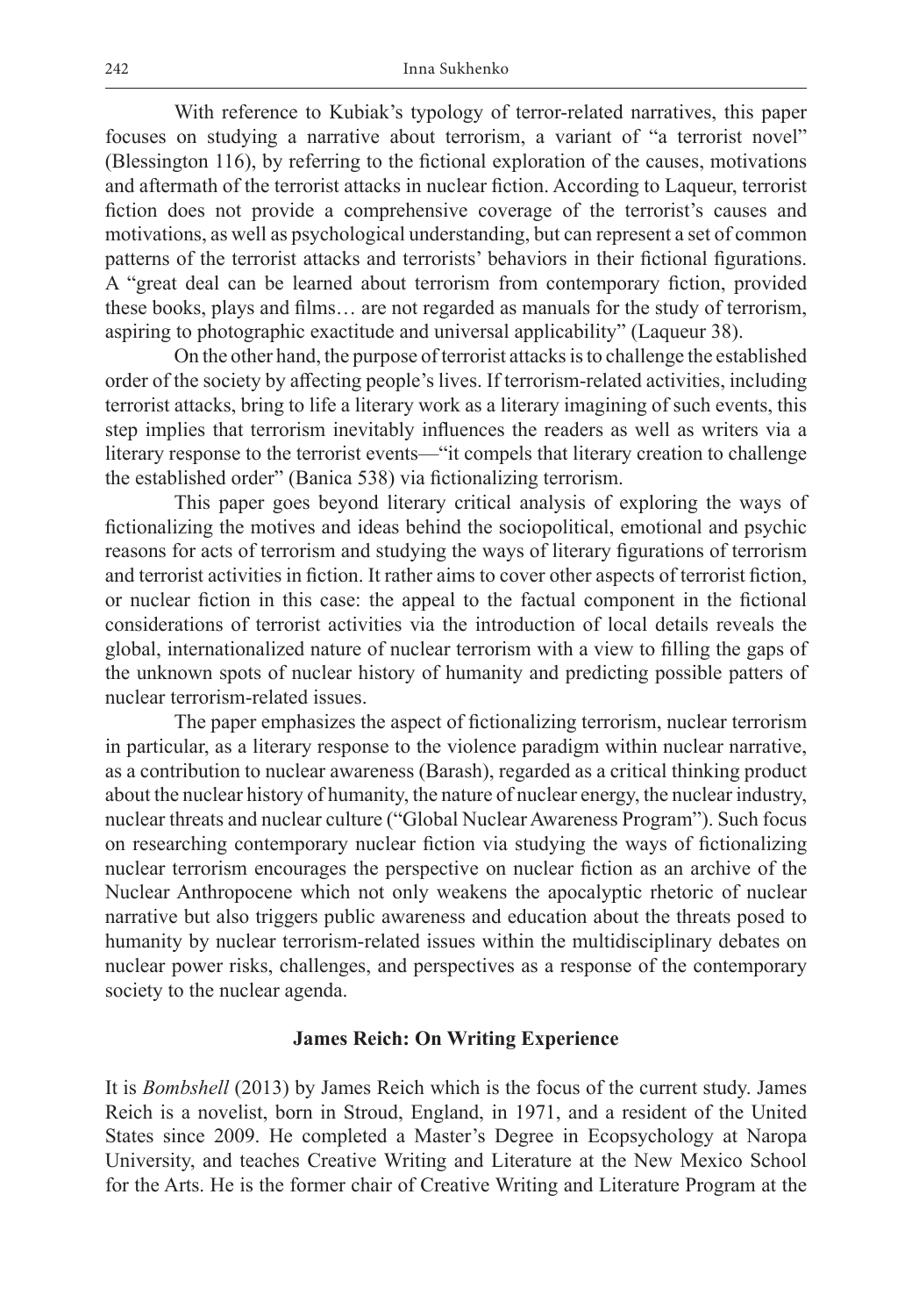With reference to Kubiak's typology of terror-related narratives, this paper focuses on studying a narrative about terrorism, a variant of "a terrorist novel" (Blessington 116), by referring to the fictional exploration of the causes, motivations and aftermath of the terrorist attacks in nuclear fiction. According to Laqueur, terrorist fiction does not provide a comprehensive coverage of the terrorist's causes and motivations, as well as psychological understanding, but can represent a set of common patterns of the terrorist attacks and terrorists' behaviors in their fictional figurations. A "great deal can be learned about terrorism from contemporary fiction, provided these books, plays and films… are not regarded as manuals for the study of terrorism, aspiring to photographic exactitude and universal applicability" (Laqueur 38).

On the other hand, the purpose of terrorist attacks is to challenge the established order of the society by affecting people's lives. If terrorism-related activities, including terrorist attacks, bring to life a literary work as a literary imagining of such events, this step implies that terrorism inevitably influences the readers as well as writers via a literary response to the terrorist events—"it compels that literary creation to challenge the established order" (Banica 538) via fictionalizing terrorism.

This paper goes beyond literary critical analysis of exploring the ways of fictionalizing the motives and ideas behind the sociopolitical, emotional and psychic reasons for acts of terrorism and studying the ways of literary figurations of terrorism and terrorist activities in fiction. It rather aims to cover other aspects of terrorist fiction, or nuclear fiction in this case: the appeal to the factual component in the fictional considerations of terrorist activities via the introduction of local details reveals the global, internationalized nature of nuclear terrorism with a view to filling the gaps of the unknown spots of nuclear history of humanity and predicting possible patters of nuclear terrorism-related issues.

The paper emphasizes the aspect of fictionalizing terrorism, nuclear terrorism in particular, as a literary response to the violence paradigm within nuclear narrative, as a contribution to nuclear awareness (Barash), regarded as a critical thinking product about the nuclear history of humanity, the nature of nuclear energy, the nuclear industry, nuclear threats and nuclear culture ("Global Nuclear Awareness Program"). Such focus on researching contemporary nuclear fiction via studying the ways of fictionalizing nuclear terrorism encourages the perspective on nuclear fiction as an archive of the Nuclear Anthropocene which not only weakens the apocalyptic rhetoric of nuclear narrative but also triggers public awareness and education about the threats posed to humanity by nuclear terrorism-related issues within the multidisciplinary debates on nuclear power risks, challenges, and perspectives as a response of the contemporary society to the nuclear agenda.

## James Reich: On Writing Experience

It is *Bombshell* (2013) by James Reich which is the focus of the current study. James Reich is a novelist, born in Stroud, England, in 1971, and a resident of the United States since 2009. He completed a Master's Degree in Ecopsychology at Naropa University, and teaches Creative Writing and Literature at the New Mexico School for the Arts. He is the former chair of Creative Writing and Literature Program at the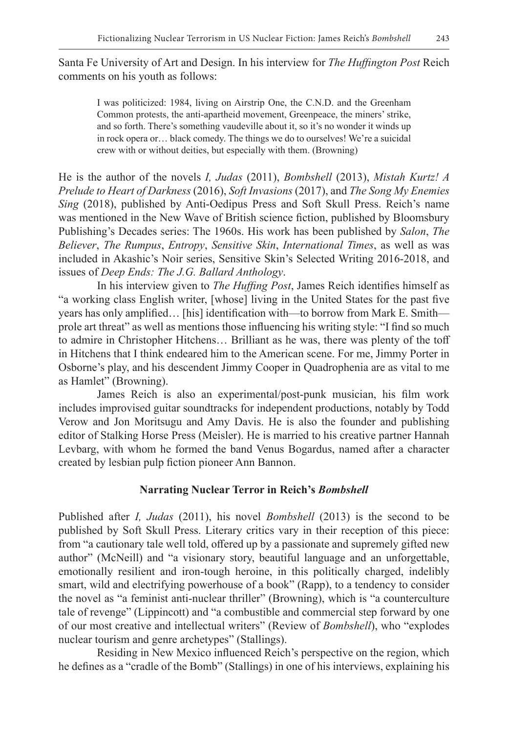Santa Fe University of Art and Design. In his interview for *The Huffington Post* Reich comments on his youth as follows:

> I was politicized: 1984, living on Airstrip One, the C.N.D. and the Greenham Common protests, the anti-apartheid movement, Greenpeace, the miners' strike, and so forth. There's something vaudeville about it, so it's no wonder it winds up in rock opera or… black comedy. The things we do to ourselves! We're a suicidal crew with or without deities, but especially with them. (Browning)

He is the author of the novels *I, Judas* (2011), *Bombshell* (2013), *Mistah Kurtz! A Prelude to Heart of Darkness* (2016), *Soft Invasions* (2017), and *The Song My Enemies Sing* (2018), published by Anti-Oedipus Press and Soft Skull Press. Reich's name was mentioned in the New Wave of British science fiction, published by Bloomsbury Publishing's Decades series: The 1960s. His work has been published by *Salon*, *The Believer*, *The Rumpus*, *Entropy*, *Sensitive Skin*, *International Times*, as well as was included in Akashic's Noir series, Sensitive Skin's Selected Writing 2016-2018, and issues of *Deep Ends: The J.G. Ballard Anthology*.

In his interview given to *The Huffing Post*, James Reich identifies himself as "a working class English writer, [whose] living in the United States for the past five years has only amplified… [his] identification with—to borrow from Mark E. Smith—prole art threat" as well as mentions those influencing his writing style: "I find so much to admire in Christopher Hitchens… Brilliant as he was, there was plenty of the toff in Hitchens that I think endeared him to the American scene. For me, Jimmy Porter in Osborne's play, and his descendent Jimmy Cooper in Quadrophenia are as vital to me as Hamlet" (Browning).

James Reich is also an experimental/post-punk musician, his film work includes improvised guitar soundtracks for independent productions, notably by Todd Verow and Jon Moritsugu and Amy Davis. He is also the founder and publishing editor of Stalking Horse Press (Meisler). He is married to his creative partner Hannah Levbarg, with whom he formed the band Venus Bogardus, named after a character created by lesbian pulp fiction pioneer Ann Bannon.

## Narrating Nuclear Terror in Reich's *Bombshell*

Published after *I, Judas* (2011), his novel *Bombshell* (2013) is the second to be published by Soft Skull Press. Literary critics vary in their reception of this piece: from "a cautionary tale well told, offered up by a passionate and supremely gifted new author" (McNeill) and "a visionary story, beautiful language and an unforgettable, emotionally resilient and iron-tough heroine, in this politically charged, indelibly smart, wild and electrifying powerhouse of a book" (Rapp), to a tendency to consider the novel as "a feminist anti-nuclear thriller" (Browning), which is "a counterculture tale of revenge" (Lippincott) and "a combustible and commercial step forward by one of our most creative and intellectual writers" (Review of *Bombshell*), who "explodes nuclear tourism and genre archetypes" (Stallings).

Residing in New Mexico influenced Reich's perspective on the region, which he defines as a "cradle of the Bomb" (Stallings) in one of his interviews, explaining his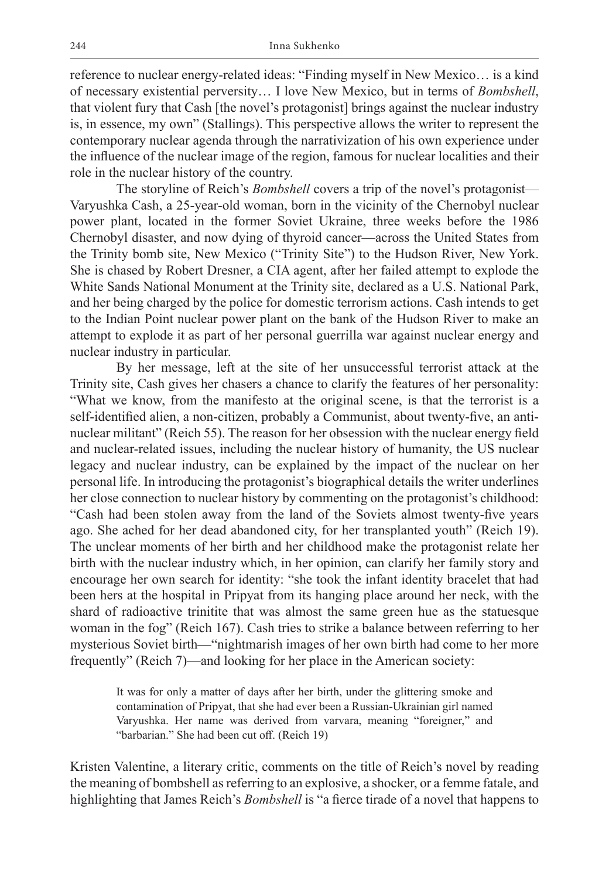reference to nuclear energy-related ideas: "Finding myself in New Mexico… is a kind of necessary existential perversity… I love New Mexico, but in terms of *Bombshell*, that violent fury that Cash [the novel's protagonist] brings against the nuclear industry is, in essence, my own" (Stallings). This perspective allows the writer to represent the contemporary nuclear agenda through the narrativization of his own experience under the influence of the nuclear image of the region, famous for nuclear localities and their role in the nuclear history of the country.

The storyline of Reich's *Bombshell* covers a trip of the novel's protagonist—Varyushka Cash, a 25-year-old woman, born in the vicinity of the Chernobyl nuclear power plant, located in the former Soviet Ukraine, three weeks before the 1986 Chernobyl disaster, and now dying of thyroid cancer—across the United States from the Trinity bomb site, New Mexico ("Trinity Site") to the Hudson River, New York. She is chased by Robert Dresner, a CIA agent, after her failed attempt to explode the White Sands National Monument at the Trinity site, declared as a U.S. National Park, and her being charged by the police for domestic terrorism actions. Cash intends to get to the Indian Point nuclear power plant on the bank of the Hudson River to make an attempt to explode it as part of her personal guerrilla war against nuclear energy and nuclear industry in particular.

By her message, left at the site of her unsuccessful terrorist attack at the Trinity site, Cash gives her chasers a chance to clarify the features of her personality: "What we know, from the manifesto at the original scene, is that the terrorist is a self-identified alien, a non-citizen, probably a Communist, about twenty-five, an anti-nuclear militant" (Reich 55). The reason for her obsession with the nuclear energy field and nuclear-related issues, including the nuclear history of humanity, the US nuclear legacy and nuclear industry, can be explained by the impact of the nuclear on her personal life. In introducing the protagonist's biographical details the writer underlines her close connection to nuclear history by commenting on the protagonist's childhood: "Cash had been stolen away from the land of the Soviets almost twenty-five years ago. She ached for her dead abandoned city, for her transplanted youth" (Reich 19). The unclear moments of her birth and her childhood make the protagonist relate her birth with the nuclear industry which, in her opinion, can clarify her family story and encourage her own search for identity: "she took the infant identity bracelet that had been hers at the hospital in Pripyat from its hanging place around her neck, with the shard of radioactive trinitite that was almost the same green hue as the statuesque woman in the fog" (Reich 167). Cash tries to strike a balance between referring to her mysterious Soviet birth—"nightmarish images of her own birth had come to her more frequently" (Reich 7)—and looking for her place in the American society:

> It was for only a matter of days after her birth, under the glittering smoke and contamination of Pripyat, that she had ever been a Russian-Ukrainian girl named Varyushka. Her name was derived from varvara, meaning "foreigner," and "barbarian." She had been cut off. (Reich 19)

Kristen Valentine, a literary critic, comments on the title of Reich's novel by reading the meaning of bombshell as referring to an explosive, a shocker, or a femme fatale, and highlighting that James Reich's *Bombshell* is "a fierce tirade of a novel that happens to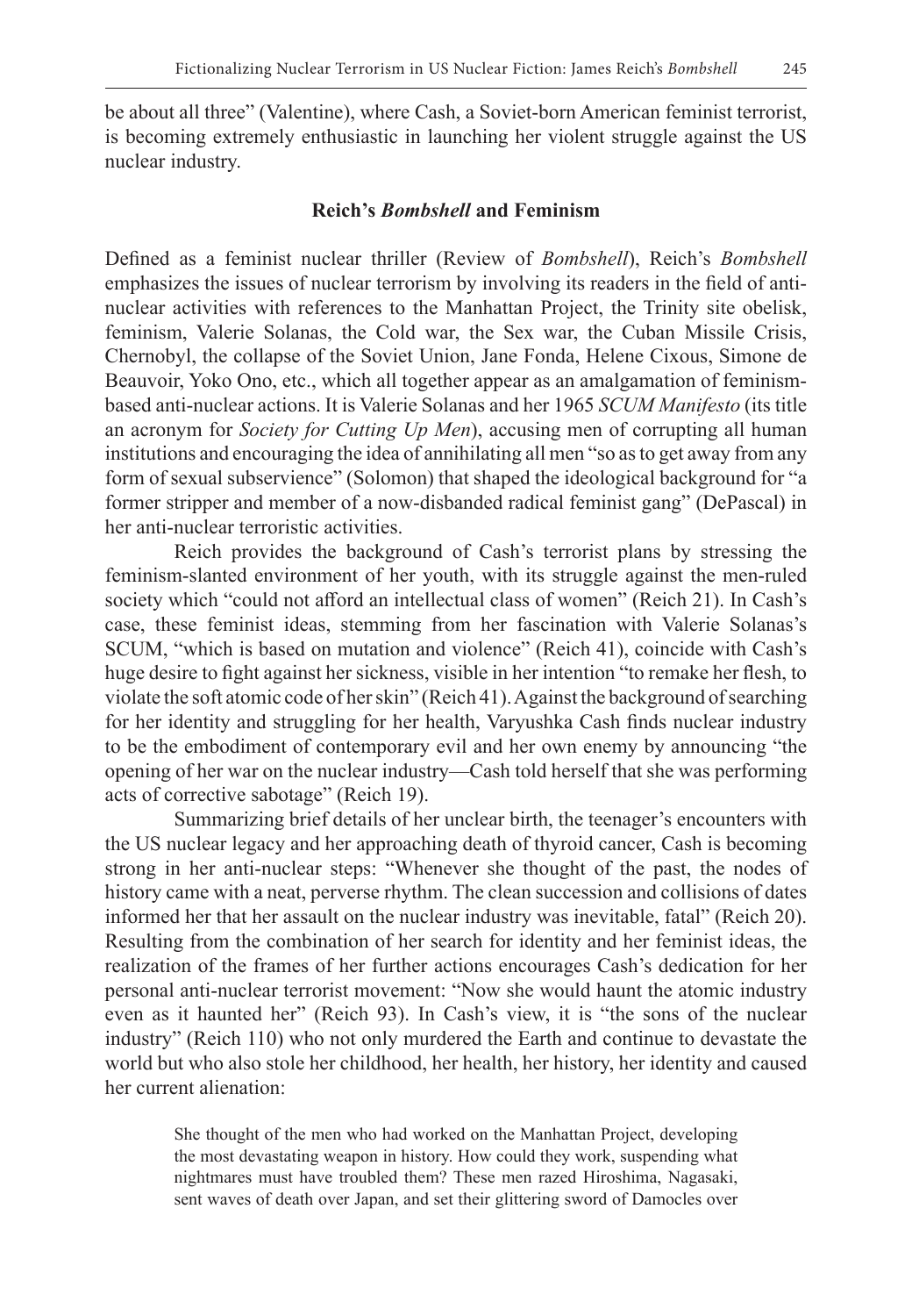be about all three" (Valentine), where Cash, a Soviet-born American feminist terrorist, is becoming extremely enthusiastic in launching her violent struggle against the US nuclear industry.

### Reich's *Bombshell* and Feminism

Defined as a feminist nuclear thriller (Review of *Bombshell*), Reich's *Bombshell* emphasizes the issues of nuclear terrorism by involving its readers in the field of anti-nuclear activities with references to the Manhattan Project, the Trinity site obelisk, feminism, Valerie Solanas, the Cold war, the Sex war, the Cuban Missile Crisis, Chernobyl, the collapse of the Soviet Union, Jane Fonda, Helene Cixous, Simone de Beauvoir, Yoko Ono, etc., which all together appear as an amalgamation of feminism-based anti-nuclear actions. It is Valerie Solanas and her 1965 *SCUM Manifesto* (its title an acronym for *Society for Cutting Up Men*), accusing men of corrupting all human institutions and encouraging the idea of annihilating all men "so as to get away from any form of sexual subservience" (Solomon) that shaped the ideological background for "a former stripper and member of a now-disbanded radical feminist gang" (DePascal) in her anti-nuclear terroristic activities.

Reich provides the background of Cash's terrorist plans by stressing the feminism-slanted environment of her youth, with its struggle against the men-ruled society which "could not afford an intellectual class of women" (Reich 21). In Cash's case, these feminist ideas, stemming from her fascination with Valerie Solanas's SCUM, "which is based on mutation and violence" (Reich 41), coincide with Cash's huge desire to fight against her sickness, visible in her intention "to remake her flesh, to violate the soft atomic code of her skin" (Reich 41). Against the background of searching for her identity and struggling for her health, Varyushka Cash finds nuclear industry to be the embodiment of contemporary evil and her own enemy by announcing "the opening of her war on the nuclear industry—Cash told herself that she was performing acts of corrective sabotage" (Reich 19).

Summarizing brief details of her unclear birth, the teenager's encounters with the US nuclear legacy and her approaching death of thyroid cancer, Cash is becoming strong in her anti-nuclear steps: "Whenever she thought of the past, the nodes of history came with a neat, perverse rhythm. The clean succession and collisions of dates informed her that her assault on the nuclear industry was inevitable, fatal" (Reich 20). Resulting from the combination of her search for identity and her feminist ideas, the realization of the frames of her further actions encourages Cash's dedication for her personal anti-nuclear terrorist movement: "Now she would haunt the atomic industry even as it haunted her" (Reich 93). In Cash's view, it is "the sons of the nuclear industry" (Reich 110) who not only murdered the Earth and continue to devastate the world but who also stole her childhood, her health, her history, her identity and caused her current alienation:

> She thought of the men who had worked on the Manhattan Project, developing the most devastating weapon in history. How could they work, suspending what nightmares must have troubled them? These men razed Hiroshima, Nagasaki, sent waves of death over Japan, and set their glittering sword of Damocles over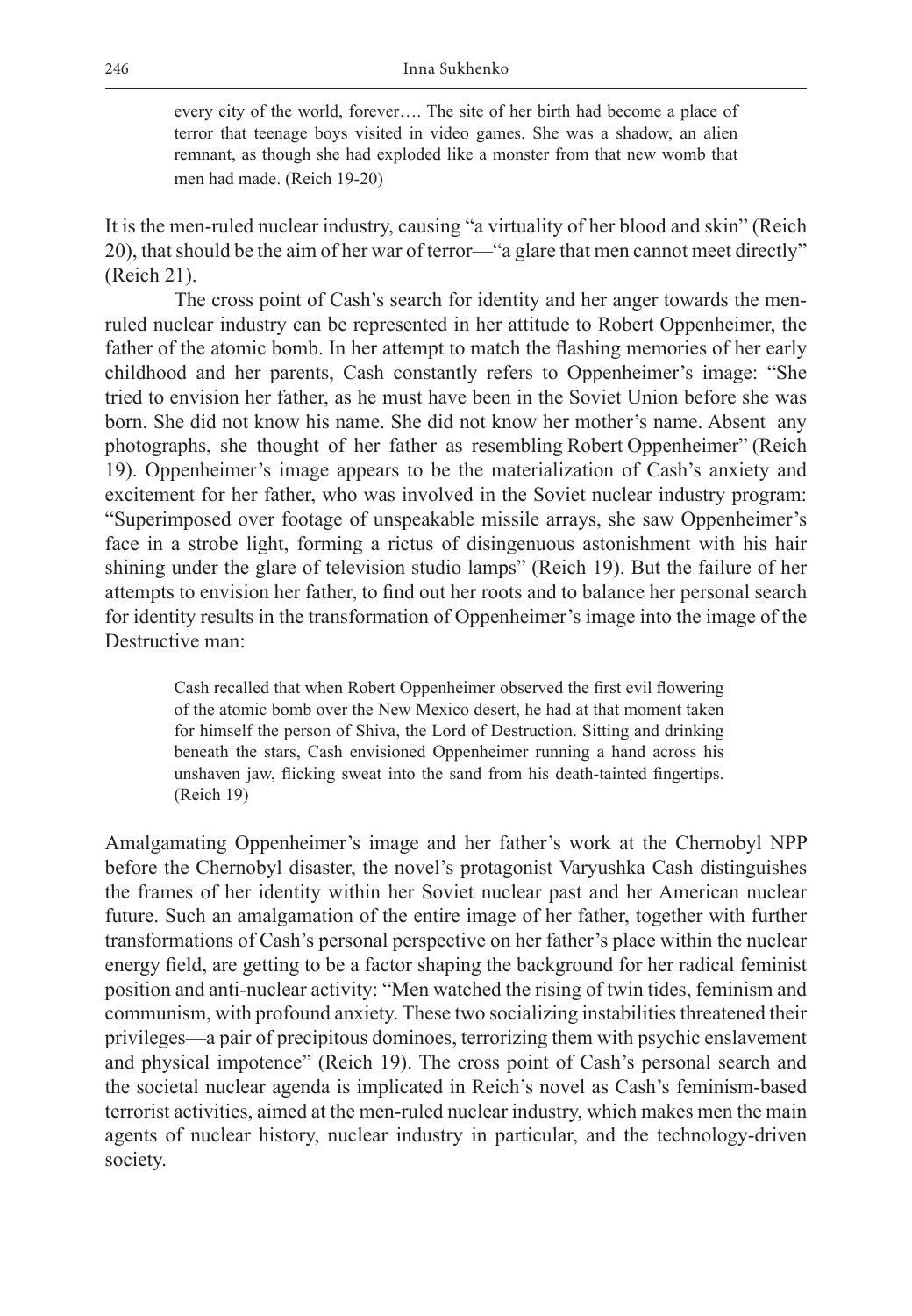> every city of the world, forever…. The site of her birth had become a place of terror that teenage boys visited in video games. She was a shadow, an alien remnant, as though she had exploded like a monster from that new womb that men had made. (Reich 19-20)

It is the men-ruled nuclear industry, causing "a virtuality of her blood and skin" (Reich 20), that should be the aim of her war of terror—"a glare that men cannot meet directly" (Reich 21).

The cross point of Cash's search for identity and her anger towards the men-ruled nuclear industry can be represented in her attitude to Robert Oppenheimer, the father of the atomic bomb. In her attempt to match the flashing memories of her early childhood and her parents, Cash constantly refers to Oppenheimer's image: "She tried to envision her father, as he must have been in the Soviet Union before she was born. She did not know his name. She did not know her mother's name. Absent any photographs, she thought of her father as resembling Robert Oppenheimer" (Reich 19). Oppenheimer's image appears to be the materialization of Cash's anxiety and excitement for her father, who was involved in the Soviet nuclear industry program: "Superimposed over footage of unspeakable missile arrays, she saw Oppenheimer's face in a strobe light, forming a rictus of disingenuous astonishment with his hair shining under the glare of television studio lamps" (Reich 19). But the failure of her attempts to envision her father, to find out her roots and to balance her personal search for identity results in the transformation of Oppenheimer's image into the image of the Destructive man:

> Cash recalled that when Robert Oppenheimer observed the first evil flowering of the atomic bomb over the New Mexico desert, he had at that moment taken for himself the person of Shiva, the Lord of Destruction. Sitting and drinking beneath the stars, Cash envisioned Oppenheimer running a hand across his unshaven jaw, flicking sweat into the sand from his death-tainted fingertips. (Reich 19)

Amalgamating Oppenheimer's image and her father's work at the Chernobyl NPP before the Chernobyl disaster, the novel's protagonist Varyushka Cash distinguishes the frames of her identity within her Soviet nuclear past and her American nuclear future. Such an amalgamation of the entire image of her father, together with further transformations of Cash's personal perspective on her father's place within the nuclear energy field, are getting to be a factor shaping the background for her radical feminist position and anti-nuclear activity: "Men watched the rising of twin tides, feminism and communism, with profound anxiety. These two socializing instabilities threatened their privileges—a pair of precipitous dominoes, terrorizing them with psychic enslavement and physical impotence" (Reich 19). The cross point of Cash's personal search and the societal nuclear agenda is implicated in Reich's novel as Cash's feminism-based terrorist activities, aimed at the men-ruled nuclear industry, which makes men the main agents of nuclear history, nuclear industry in particular, and the technology-driven society.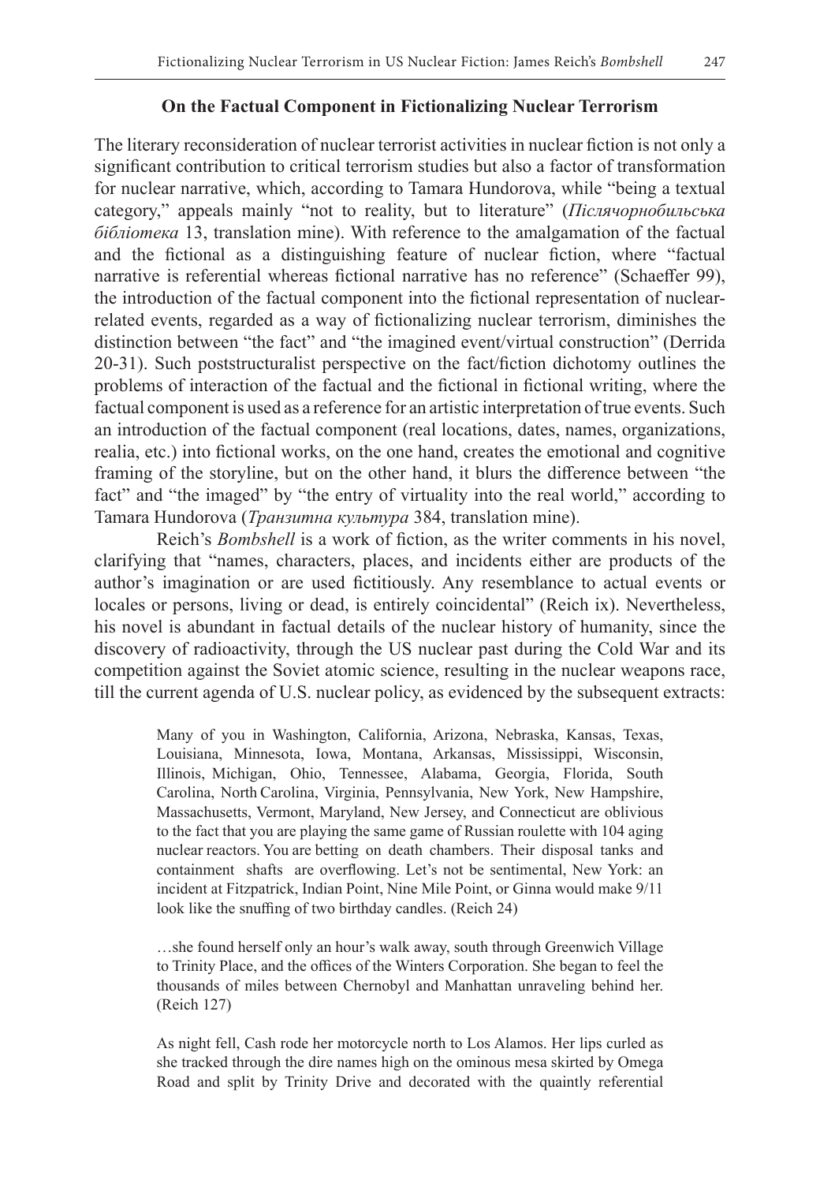## On the Factual Component in Fictionalizing Nuclear Terrorism

The literary reconsideration of nuclear terrorist activities in nuclear fiction is not only a significant contribution to critical terrorism studies but also a factor of transformation for nuclear narrative, which, according to Tamara Hundorova, while "being a textual category," appeals mainly "not to reality, but to literature" (*Післячорнобильська бібліотека* 13, translation mine). With reference to the amalgamation of the factual and the fictional as a distinguishing feature of nuclear fiction, where "factual narrative is referential whereas fictional narrative has no reference" (Schaeffer 99), the introduction of the factual component into the fictional representation of nuclear-related events, regarded as a way of fictionalizing nuclear terrorism, diminishes the distinction between "the fact" and "the imagined event/virtual construction" (Derrida 20-31). Such poststructuralist perspective on the fact/fiction dichotomy outlines the problems of interaction of the factual and the fictional in fictional writing, where the factual component is used as a reference for an artistic interpretation of true events. Such an introduction of the factual component (real locations, dates, names, organizations, realia, etc.) into fictional works, on the one hand, creates the emotional and cognitive framing of the storyline, but on the other hand, it blurs the difference between "the fact" and "the imaged" by "the entry of virtuality into the real world," according to Tamara Hundorova (*Транзитна культура* 384, translation mine).

Reich's *Bombshell* is a work of fiction, as the writer comments in his novel, clarifying that "names, characters, places, and incidents either are products of the author's imagination or are used fictitiously. Any resemblance to actual events or locales or persons, living or dead, is entirely coincidental" (Reich ix). Nevertheless, his novel is abundant in factual details of the nuclear history of humanity, since the discovery of radioactivity, through the US nuclear past during the Cold War and its competition against the Soviet atomic science, resulting in the nuclear weapons race, till the current agenda of U.S. nuclear policy, as evidenced by the subsequent extracts:

> Many of you in Washington, California, Arizona, Nebraska, Kansas, Texas, Louisiana, Minnesota, Iowa, Montana, Arkansas, Mississippi, Wisconsin, Illinois, Michigan, Ohio, Tennessee, Alabama, Georgia, Florida, South Carolina, North Carolina, Virginia, Pennsylvania, New York, New Hampshire, Massachusetts, Vermont, Maryland, New Jersey, and Connecticut are oblivious to the fact that you are playing the same game of Russian roulette with 104 aging nuclear reactors. You are betting on death chambers. Their disposal tanks and containment shafts are overflowing. Let's not be sentimental, New York: an incident at Fitzpatrick, Indian Point, Nine Mile Point, or Ginna would make 9/11 look like the snuffing of two birthday candles. (Reich 24)

> …she found herself only an hour's walk away, south through Greenwich Village to Trinity Place, and the offices of the Winters Corporation. She began to feel the thousands of miles between Chernobyl and Manhattan unraveling behind her. (Reich 127)

> As night fell, Cash rode her motorcycle north to Los Alamos. Her lips curled as she tracked through the dire names high on the ominous mesa skirted by Omega Road and split by Trinity Drive and decorated with the quaintly referential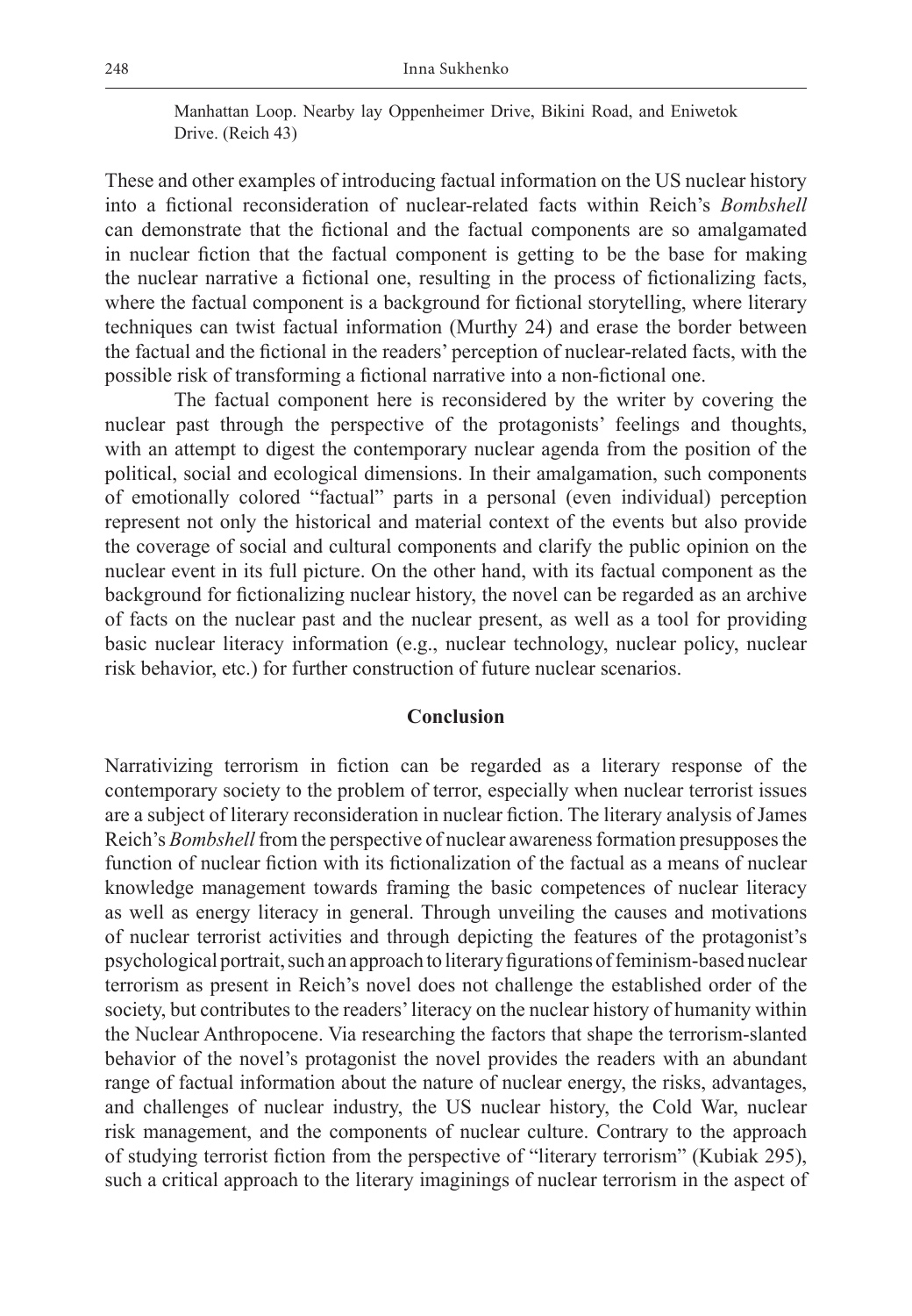> Manhattan Loop. Nearby lay Oppenheimer Drive, Bikini Road, and Eniwetok Drive. (Reich 43)

These and other examples of introducing factual information on the US nuclear history into a fictional reconsideration of nuclear-related facts within Reich's *Bombshell* can demonstrate that the fictional and the factual components are so amalgamated in nuclear fiction that the factual component is getting to be the base for making the nuclear narrative a fictional one, resulting in the process of fictionalizing facts, where the factual component is a background for fictional storytelling, where literary techniques can twist factual information (Murthy 24) and erase the border between the factual and the fictional in the readers' perception of nuclear-related facts, with the possible risk of transforming a fictional narrative into a non-fictional one.

The factual component here is reconsidered by the writer by covering the nuclear past through the perspective of the protagonists' feelings and thoughts, with an attempt to digest the contemporary nuclear agenda from the position of the political, social and ecological dimensions. In their amalgamation, such components of emotionally colored "factual" parts in a personal (even individual) perception represent not only the historical and material context of the events but also provide the coverage of social and cultural components and clarify the public opinion on the nuclear event in its full picture. On the other hand, with its factual component as the background for fictionalizing nuclear history, the novel can be regarded as an archive of facts on the nuclear past and the nuclear present, as well as a tool for providing basic nuclear literacy information (e.g., nuclear technology, nuclear policy, nuclear risk behavior, etc.) for further construction of future nuclear scenarios.

## Conclusion

Narrativizing terrorism in fiction can be regarded as a literary response of the contemporary society to the problem of terror, especially when nuclear terrorist issues are a subject of literary reconsideration in nuclear fiction. The literary analysis of James Reich's *Bombshell* from the perspective of nuclear awareness formation presupposes the function of nuclear fiction with its fictionalization of the factual as a means of nuclear knowledge management towards framing the basic competences of nuclear literacy as well as energy literacy in general. Through unveiling the causes and motivations of nuclear terrorist activities and through depicting the features of the protagonist's psychological portrait, such an approach to literary figurations of feminism-based nuclear terrorism as present in Reich's novel does not challenge the established order of the society, but contributes to the readers' literacy on the nuclear history of humanity within the Nuclear Anthropocene. Via researching the factors that shape the terrorism-slanted behavior of the novel's protagonist the novel provides the readers with an abundant range of factual information about the nature of nuclear energy, the risks, advantages, and challenges of nuclear industry, the US nuclear history, the Cold War, nuclear risk management, and the components of nuclear culture. Contrary to the approach of studying terrorist fiction from the perspective of "literary terrorism" (Kubiak 295), such a critical approach to the literary imaginings of nuclear terrorism in the aspect of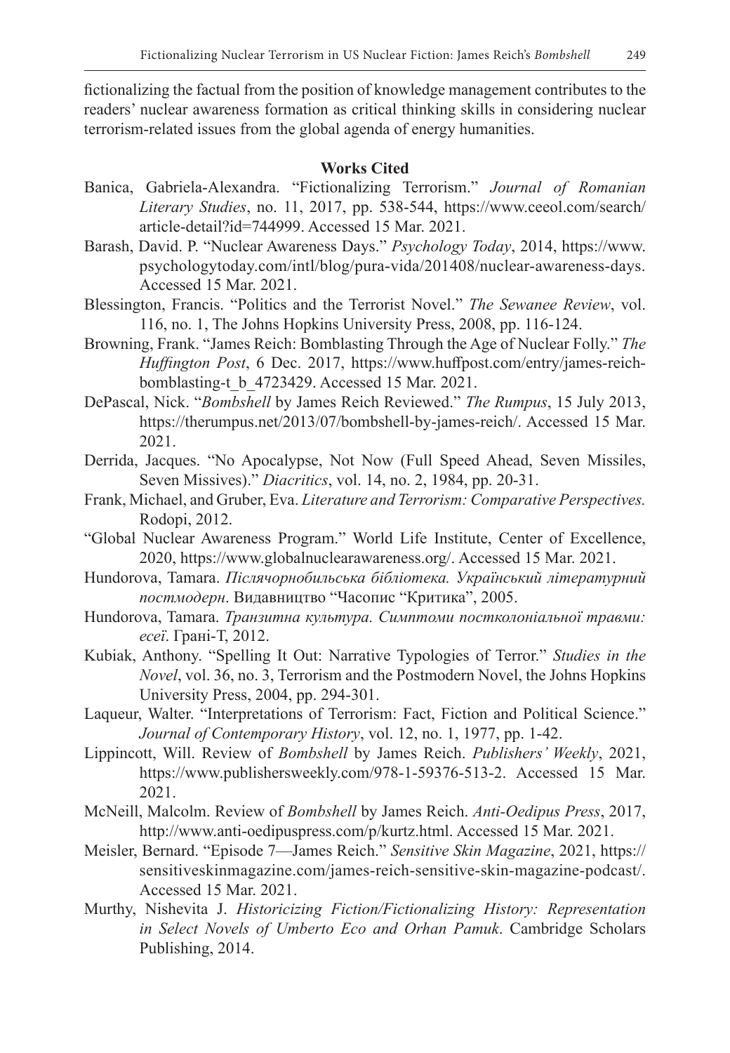fictionalizing the factual from the position of knowledge management contributes to the readers' nuclear awareness formation as critical thinking skills in considering nuclear terrorism-related issues from the global agenda of energy humanities.

## Works Cited

Banica, Gabriela-Alexandra. "Fictionalizing Terrorism." *Journal of Romanian Literary Studies*, no. 11, 2017, pp. 538-544, https://www.ceeol.com/search/article-detail?id=744999. Accessed 15 Mar. 2021.

Barash, David. P. "Nuclear Awareness Days." *Psychology Today*, 2014, https://www.psychologytoday.com/intl/blog/pura-vida/201408/nuclear-awareness-days. Accessed 15 Mar. 2021.

Blessington, Francis. "Politics and the Terrorist Novel." *The Sewanee Review*, vol. 116, no. 1, The Johns Hopkins University Press, 2008, pp. 116-124.

Browning, Frank. "James Reich: Bomblasting Through the Age of Nuclear Folly." *The Huffington Post*, 6 Dec. 2017, https://www.huffpost.com/entry/james-reich-bomblasting-t_b_4723429. Accessed 15 Mar. 2021.

DePascal, Nick. "*Bombshell* by James Reich Reviewed." *The Rumpus*, 15 July 2013, https://therumpus.net/2013/07/bombshell-by-james-reich/. Accessed 15 Mar. 2021.

Derrida, Jacques. "No Apocalypse, Not Now (Full Speed Ahead, Seven Missiles, Seven Missives)." *Diacritics*, vol. 14, no. 2, 1984, pp. 20-31.

Frank, Michael, and Gruber, Eva. *Literature and Terrorism: Comparative Perspectives.* Rodopi, 2012.

"Global Nuclear Awareness Program." World Life Institute, Center of Excellence, 2020, https://www.globalnuclearawareness.org/. Accessed 15 Mar. 2021.

Hundorova, Tamara. *Післячорнобильська бібліотека. Український літературний постмодерн*. Видавництво "Часопис "Критика", 2005.

Hundorova, Tamara. *Транзитна культура. Симптоми постколоніальної травми: есеї*. Грані-Т, 2012.

Kubiak, Anthony. "Spelling It Out: Narrative Typologies of Terror." *Studies in the Novel*, vol. 36, no. 3, Terrorism and the Postmodern Novel, the Johns Hopkins University Press, 2004, pp. 294-301.

Laqueur, Walter. "Interpretations of Terrorism: Fact, Fiction and Political Science." *Journal of Contemporary History*, vol. 12, no. 1, 1977, pp. 1-42.

Lippincott, Will. Review of *Bombshell* by James Reich. *Publishers' Weekly*, 2021, https://www.publishersweekly.com/978-1-59376-513-2. Accessed 15 Mar. 2021.

McNeill, Malcolm. Review of *Bombshell* by James Reich. *Anti-Oedipus Press*, 2017, http://www.anti-oedipuspress.com/p/kurtz.html. Accessed 15 Mar. 2021.

Meisler, Bernard. "Episode 7—James Reich." *Sensitive Skin Magazine*, 2021, https://sensitiveskinmagazine.com/james-reich-sensitive-skin-magazine-podcast/. Accessed 15 Mar. 2021.

Murthy, Nishevita J. *Historicizing Fiction/Fictionalizing History: Representation in Select Novels of Umberto Eco and Orhan Pamuk*. Cambridge Scholars Publishing, 2014.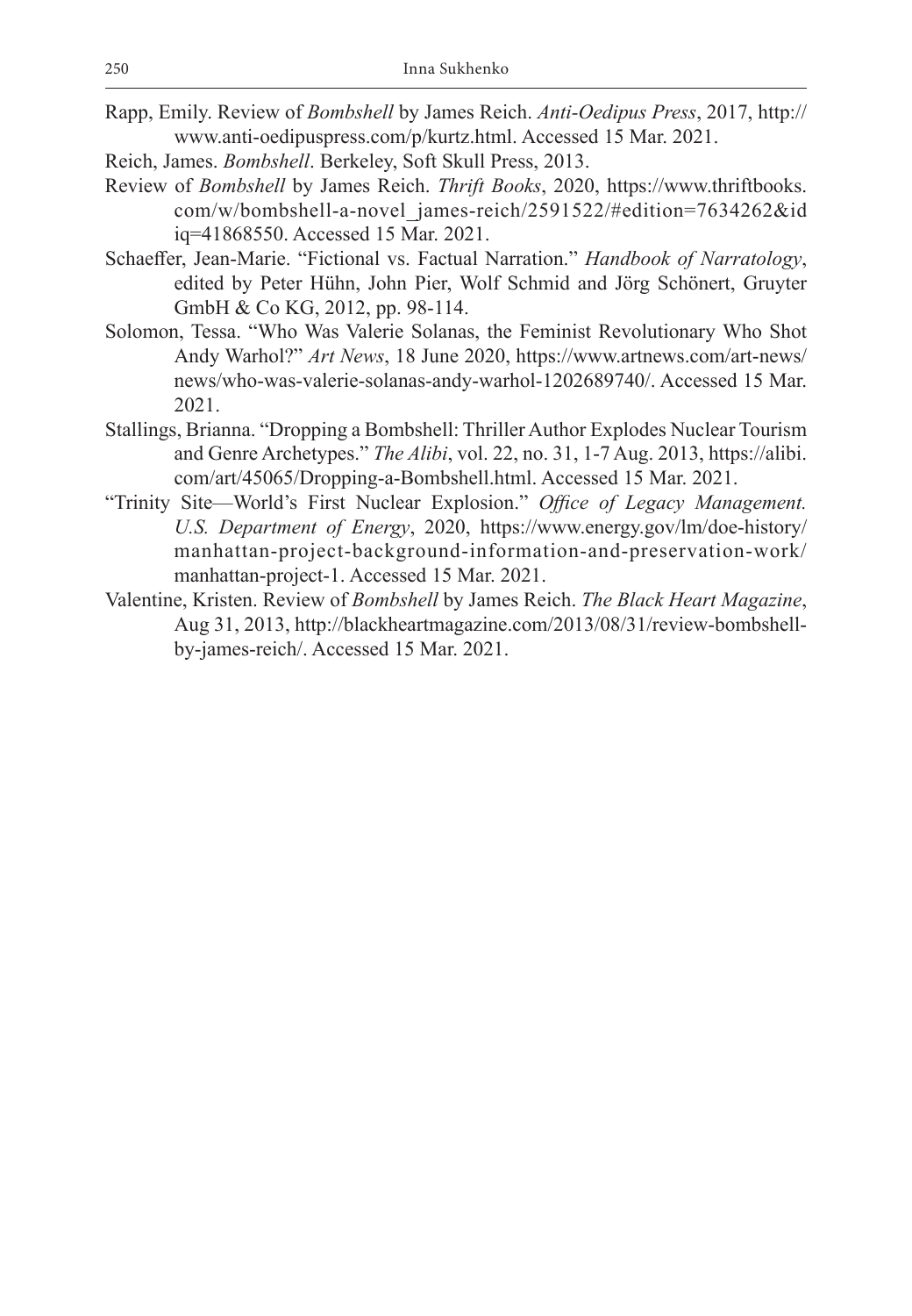Rapp, Emily. Review of *Bombshell* by James Reich. *Anti-Oedipus Press*, 2017, http://www.anti-oedipuspress.com/p/kurtz.html. Accessed 15 Mar. 2021.

Reich, James. *Bombshell*. Berkeley, Soft Skull Press, 2013.

Review of *Bombshell* by James Reich. *Thrift Books*, 2020, https://www.thriftbooks.com/w/bombshell-a-novel_james-reich/2591522/#edition=7634262&idiq=41868550. Accessed 15 Mar. 2021.

Schaeffer, Jean-Marie. "Fictional vs. Factual Narration." *Handbook of Narratology*, edited by Peter Hühn, John Pier, Wolf Schmid and Jörg Schönert, Gruyter GmbH & Co KG, 2012, pp. 98-114.

Solomon, Tessa. "Who Was Valerie Solanas, the Feminist Revolutionary Who Shot Andy Warhol?" *Art News*, 18 June 2020, https://www.artnews.com/art-news/news/who-was-valerie-solanas-andy-warhol-1202689740/. Accessed 15 Mar. 2021.

Stallings, Brianna. "Dropping a Bombshell: Thriller Author Explodes Nuclear Tourism and Genre Archetypes." *The Alibi*, vol. 22, no. 31, 1-7 Aug. 2013, https://alibi.com/art/45065/Dropping-a-Bombshell.html. Accessed 15 Mar. 2021.

"Trinity Site—World's First Nuclear Explosion." *Office of Legacy Management. U.S. Department of Energy*, 2020, https://www.energy.gov/lm/doe-history/manhattan-project-background-information-and-preservation-work/manhattan-project-1. Accessed 15 Mar. 2021.

Valentine, Kristen. Review of *Bombshell* by James Reich. *The Black Heart Magazine*, Aug 31, 2013, http://blackheartmagazine.com/2013/08/31/review-bombshell-by-james-reich/. Accessed 15 Mar. 2021.